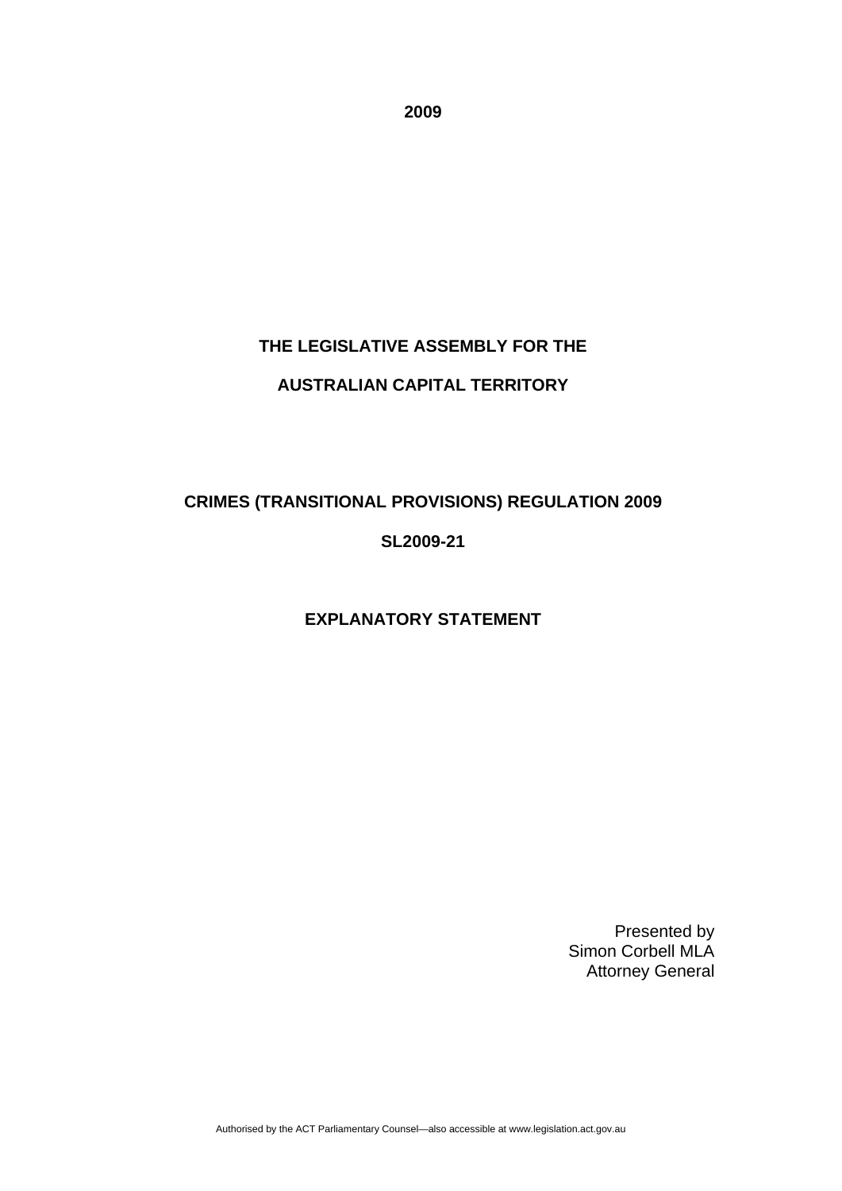**2009**

**THE LEGISLATIVE ASSEMBLY FOR THE**

**AUSTRALIAN CAPITAL TERRITORY**

**CRIMES (TRANSITIONAL PROVISIONS) REGULATION 2009**

**SL2009-21**

**EXPLANATORY STATEMENT**

Presented by
Simon Corbell MLA
Attorney General

Authorised by the ACT Parliamentary Counsel—also accessible at www.legislation.act.gov.au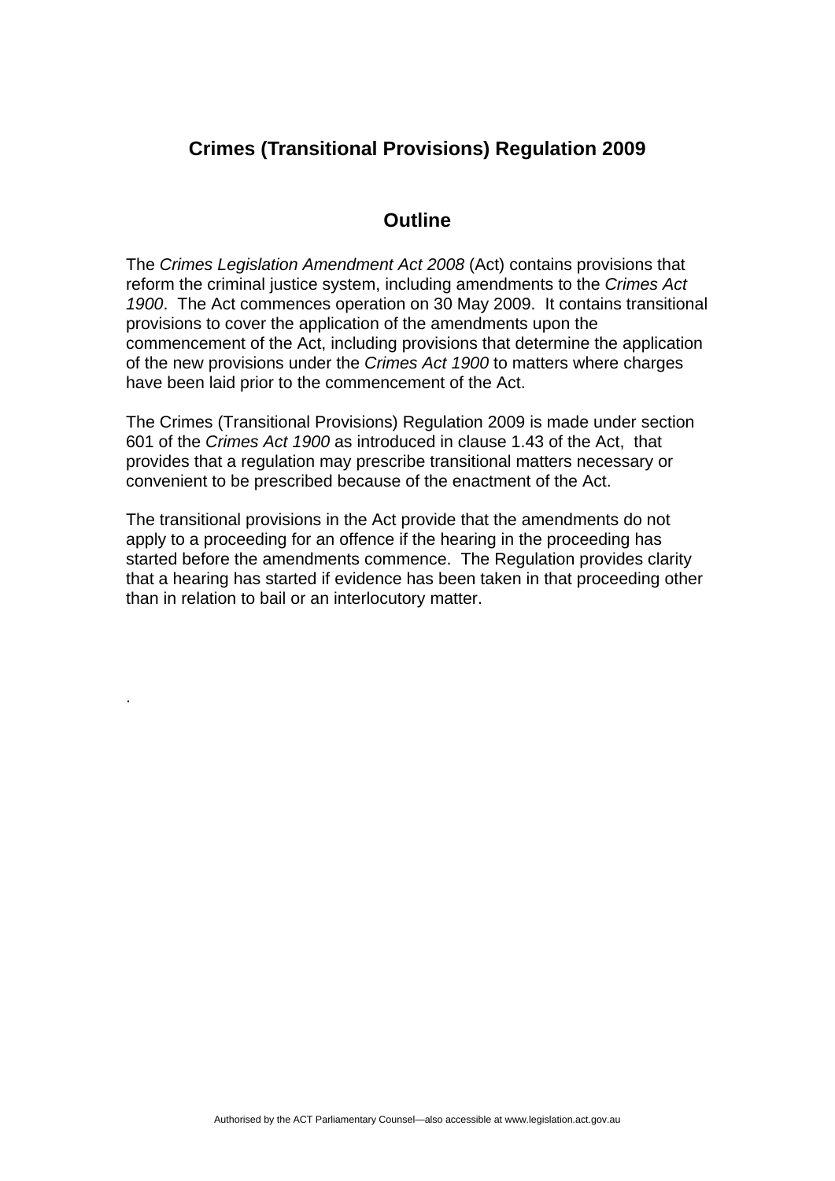# Crimes (Transitional Provisions) Regulation 2009

## Outline

The *Crimes Legislation Amendment Act 2008* (Act) contains provisions that reform the criminal justice system, including amendments to the *Crimes Act 1900*. The Act commences operation on 30 May 2009. It contains transitional provisions to cover the application of the amendments upon the commencement of the Act, including provisions that determine the application of the new provisions under the *Crimes Act 1900* to matters where charges have been laid prior to the commencement of the Act.

The Crimes (Transitional Provisions) Regulation 2009 is made under section 601 of the *Crimes Act 1900* as introduced in clause 1.43 of the Act, that provides that a regulation may prescribe transitional matters necessary or convenient to be prescribed because of the enactment of the Act.

The transitional provisions in the Act provide that the amendments do not apply to a proceeding for an offence if the hearing in the proceeding has started before the amendments commence. The Regulation provides clarity that a hearing has started if evidence has been taken in that proceeding other than in relation to bail or an interlocutory matter.

.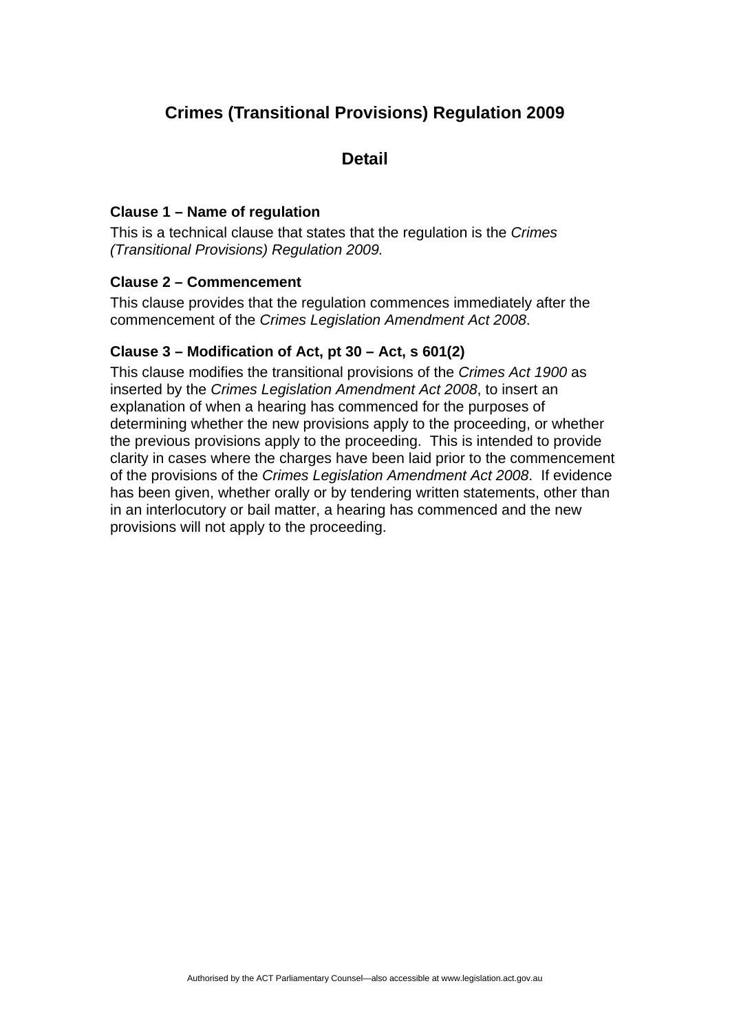# Crimes (Transitional Provisions) Regulation 2009

## Detail

### Clause 1 – Name of regulation

This is a technical clause that states that the regulation is the *Crimes (Transitional Provisions) Regulation 2009.*

### Clause 2 – Commencement

This clause provides that the regulation commences immediately after the commencement of the *Crimes Legislation Amendment Act 2008*.

### Clause 3 – Modification of Act, pt 30 – Act, s 601(2)

This clause modifies the transitional provisions of the *Crimes Act 1900* as inserted by the *Crimes Legislation Amendment Act 2008*, to insert an explanation of when a hearing has commenced for the purposes of determining whether the new provisions apply to the proceeding, or whether the previous provisions apply to the proceeding. This is intended to provide clarity in cases where the charges have been laid prior to the commencement of the provisions of the *Crimes Legislation Amendment Act 2008*. If evidence has been given, whether orally or by tendering written statements, other than in an interlocutory or bail matter, a hearing has commenced and the new provisions will not apply to the proceeding.